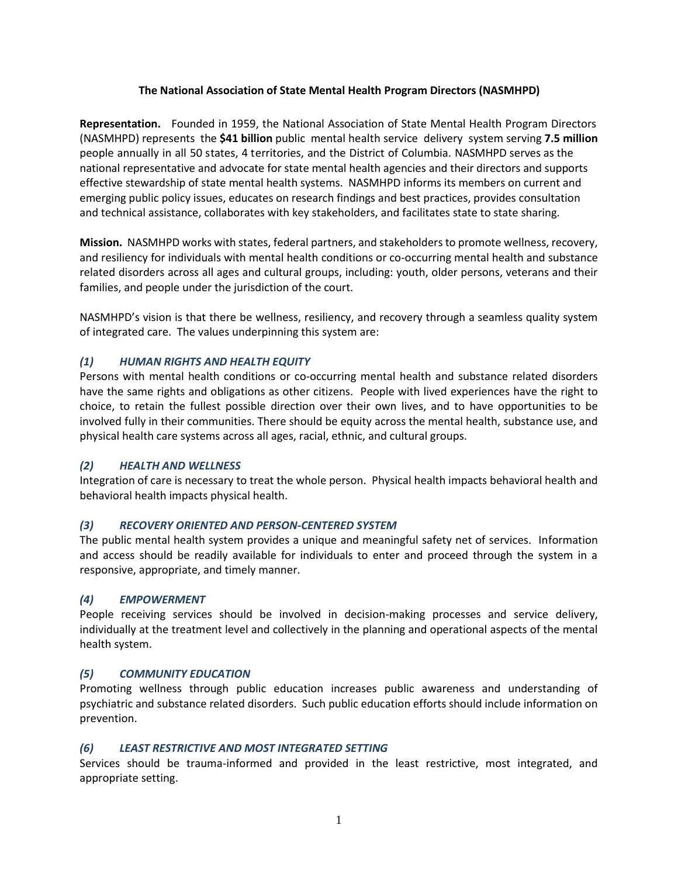# The National Association of State Mental Health Program Directors (NASMHPD)

**Representation.** Founded in 1959, the National Association of State Mental Health Program Directors (NASMHPD) represents the **$41 billion** public mental health service delivery system serving **7.5 million** people annually in all 50 states, 4 territories, and the District of Columbia. NASMHPD serves as the national representative and advocate for state mental health agencies and their directors and supports effective stewardship of state mental health systems. NASMHPD informs its members on current and emerging public policy issues, educates on research findings and best practices, provides consultation and technical assistance, collaborates with key stakeholders, and facilitates state to state sharing.

**Mission.** NASMHPD works with states, federal partners, and stakeholders to promote wellness, recovery, and resiliency for individuals with mental health conditions or co-occurring mental health and substance related disorders across all ages and cultural groups, including: youth, older persons, veterans and their families, and people under the jurisdiction of the court.

NASMHPD's vision is that there be wellness, resiliency, and recovery through a seamless quality system of integrated care. The values underpinning this system are:

### *(1) HUMAN RIGHTS AND HEALTH EQUITY*

Persons with mental health conditions or co-occurring mental health and substance related disorders have the same rights and obligations as other citizens. People with lived experiences have the right to choice, to retain the fullest possible direction over their own lives, and to have opportunities to be involved fully in their communities. There should be equity across the mental health, substance use, and physical health care systems across all ages, racial, ethnic, and cultural groups.

### *(2) HEALTH AND WELLNESS*

Integration of care is necessary to treat the whole person. Physical health impacts behavioral health and behavioral health impacts physical health.

### *(3) RECOVERY ORIENTED AND PERSON-CENTERED SYSTEM*

The public mental health system provides a unique and meaningful safety net of services. Information and access should be readily available for individuals to enter and proceed through the system in a responsive, appropriate, and timely manner.

### *(4) EMPOWERMENT*

People receiving services should be involved in decision-making processes and service delivery, individually at the treatment level and collectively in the planning and operational aspects of the mental health system.

### *(5) COMMUNITY EDUCATION*

Promoting wellness through public education increases public awareness and understanding of psychiatric and substance related disorders. Such public education efforts should include information on prevention.

### *(6) LEAST RESTRICTIVE AND MOST INTEGRATED SETTING*

Services should be trauma-informed and provided in the least restrictive, most integrated, and appropriate setting.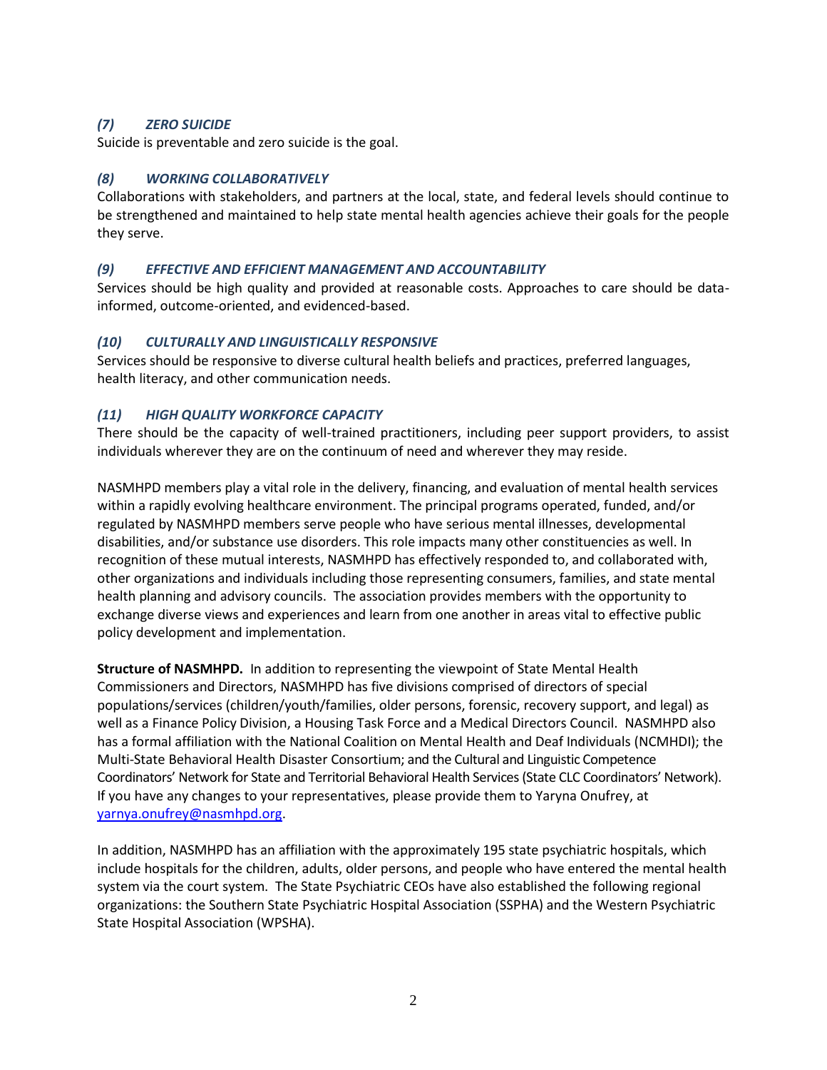### *(7) ZERO SUICIDE*

Suicide is preventable and zero suicide is the goal.

### *(8) WORKING COLLABORATIVELY*

Collaborations with stakeholders, and partners at the local, state, and federal levels should continue to be strengthened and maintained to help state mental health agencies achieve their goals for the people they serve.

### *(9) EFFECTIVE AND EFFICIENT MANAGEMENT AND ACCOUNTABILITY*

Services should be high quality and provided at reasonable costs. Approaches to care should be data-informed, outcome-oriented, and evidenced-based.

### *(10) CULTURALLY AND LINGUISTICALLY RESPONSIVE*

Services should be responsive to diverse cultural health beliefs and practices, preferred languages, health literacy, and other communication needs.

### *(11) HIGH QUALITY WORKFORCE CAPACITY*

There should be the capacity of well-trained practitioners, including peer support providers, to assist individuals wherever they are on the continuum of need and wherever they may reside.

NASMHPD members play a vital role in the delivery, financing, and evaluation of mental health services within a rapidly evolving healthcare environment. The principal programs operated, funded, and/or regulated by NASMHPD members serve people who have serious mental illnesses, developmental disabilities, and/or substance use disorders. This role impacts many other constituencies as well. In recognition of these mutual interests, NASMHPD has effectively responded to, and collaborated with, other organizations and individuals including those representing consumers, families, and state mental health planning and advisory councils. The association provides members with the opportunity to exchange diverse views and experiences and learn from one another in areas vital to effective public policy development and implementation.

**Structure of NASMHPD.** In addition to representing the viewpoint of State Mental Health Commissioners and Directors, NASMHPD has five divisions comprised of directors of special populations/services (children/youth/families, older persons, forensic, recovery support, and legal) as well as a Finance Policy Division, a Housing Task Force and a Medical Directors Council. NASMHPD also has a formal affiliation with the National Coalition on Mental Health and Deaf Individuals (NCMHDI); the Multi-State Behavioral Health Disaster Consortium; and the Cultural and Linguistic Competence Coordinators' Network for State and Territorial Behavioral Health Services (State CLC Coordinators' Network). If you have any changes to your representatives, please provide them to Yaryna Onufrey, at yarnya.onufrey@nasmhpd.org.

In addition, NASMHPD has an affiliation with the approximately 195 state psychiatric hospitals, which include hospitals for the children, adults, older persons, and people who have entered the mental health system via the court system. The State Psychiatric CEOs have also established the following regional organizations: the Southern State Psychiatric Hospital Association (SSPHA) and the Western Psychiatric State Hospital Association (WPSHA).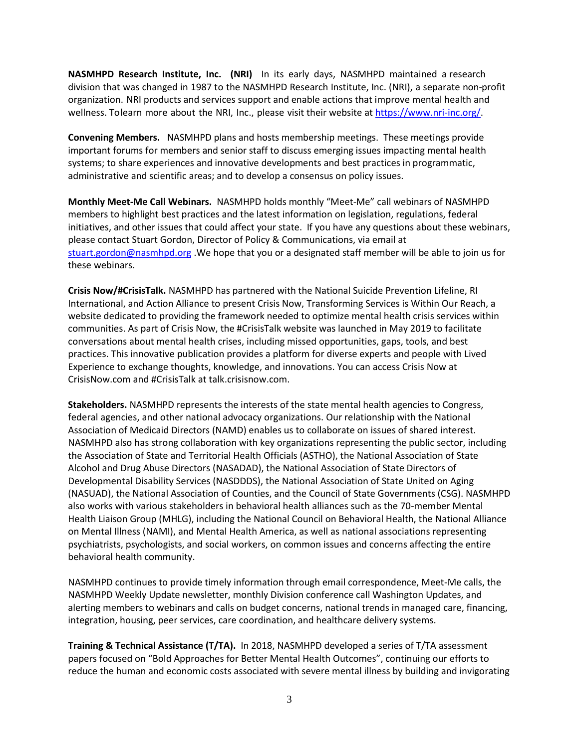**NASMHPD Research Institute, Inc. (NRI)** In its early days, NASMHPD maintained a research division that was changed in 1987 to the NASMHPD Research Institute, Inc. (NRI), a separate non-profit organization. NRI products and services support and enable actions that improve mental health and wellness. Tolearn more about the NRI, Inc., please visit their website at https://www.nri-inc.org/.

**Convening Members.** NASMHPD plans and hosts membership meetings. These meetings provide important forums for members and senior staff to discuss emerging issues impacting mental health systems; to share experiences and innovative developments and best practices in programmatic, administrative and scientific areas; and to develop a consensus on policy issues.

**Monthly Meet-Me Call Webinars.** NASMHPD holds monthly "Meet-Me" call webinars of NASMHPD members to highlight best practices and the latest information on legislation, regulations, federal initiatives, and other issues that could affect your state. If you have any questions about these webinars, please contact Stuart Gordon, Director of Policy & Communications, via email at stuart.gordon@nasmhpd.org .We hope that you or a designated staff member will be able to join us for these webinars.

**Crisis Now/#CrisisTalk.** NASMHPD has partnered with the National Suicide Prevention Lifeline, RI International, and Action Alliance to present Crisis Now, Transforming Services is Within Our Reach, a website dedicated to providing the framework needed to optimize mental health crisis services within communities. As part of Crisis Now, the #CrisisTalk website was launched in May 2019 to facilitate conversations about mental health crises, including missed opportunities, gaps, tools, and best practices. This innovative publication provides a platform for diverse experts and people with Lived Experience to exchange thoughts, knowledge, and innovations. You can access Crisis Now at CrisisNow.com and #CrisisTalk at talk.crisisnow.com.

**Stakeholders.** NASMHPD represents the interests of the state mental health agencies to Congress, federal agencies, and other national advocacy organizations. Our relationship with the National Association of Medicaid Directors (NAMD) enables us to collaborate on issues of shared interest. NASMHPD also has strong collaboration with key organizations representing the public sector, including the Association of State and Territorial Health Officials (ASTHO), the National Association of State Alcohol and Drug Abuse Directors (NASADAD), the National Association of State Directors of Developmental Disability Services (NASDDDS), the National Association of State United on Aging (NASUAD), the National Association of Counties, and the Council of State Governments (CSG). NASMHPD also works with various stakeholders in behavioral health alliances such as the 70-member Mental Health Liaison Group (MHLG), including the National Council on Behavioral Health, the National Alliance on Mental Illness (NAMI), and Mental Health America, as well as national associations representing psychiatrists, psychologists, and social workers, on common issues and concerns affecting the entire behavioral health community.

NASMHPD continues to provide timely information through email correspondence, Meet-Me calls, the NASMHPD Weekly Update newsletter, monthly Division conference call Washington Updates, and alerting members to webinars and calls on budget concerns, national trends in managed care, financing, integration, housing, peer services, care coordination, and healthcare delivery systems.

**Training & Technical Assistance (T/TA).** In 2018, NASMHPD developed a series of T/TA assessment papers focused on "Bold Approaches for Better Mental Health Outcomes", continuing our efforts to reduce the human and economic costs associated with severe mental illness by building and invigorating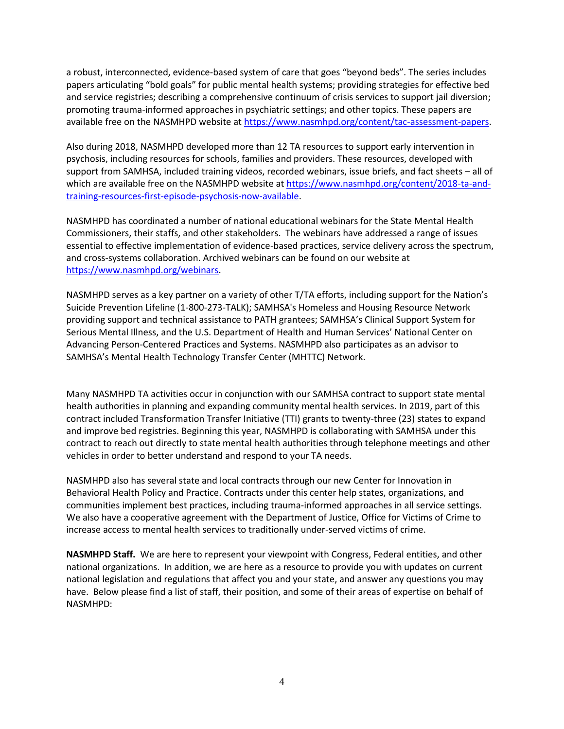a robust, interconnected, evidence-based system of care that goes "beyond beds". The series includes papers articulating "bold goals" for public mental health systems; providing strategies for effective bed and service registries; describing a comprehensive continuum of crisis services to support jail diversion; promoting trauma-informed approaches in psychiatric settings; and other topics. These papers are available free on the NASMHPD website at https://www.nasmhpd.org/content/tac-assessment-papers.

Also during 2018, NASMHPD developed more than 12 TA resources to support early intervention in psychosis, including resources for schools, families and providers. These resources, developed with support from SAMHSA, included training videos, recorded webinars, issue briefs, and fact sheets – all of which are available free on the NASMHPD website at https://www.nasmhpd.org/content/2018-ta-and-training-resources-first-episode-psychosis-now-available.

NASMHPD has coordinated a number of national educational webinars for the State Mental Health Commissioners, their staffs, and other stakeholders. The webinars have addressed a range of issues essential to effective implementation of evidence-based practices, service delivery across the spectrum, and cross-systems collaboration. Archived webinars can be found on our website at https://www.nasmhpd.org/webinars.

NASMHPD serves as a key partner on a variety of other T/TA efforts, including support for the Nation's Suicide Prevention Lifeline (1-800-273-TALK); SAMHSA's Homeless and Housing Resource Network providing support and technical assistance to PATH grantees; SAMHSA's Clinical Support System for Serious Mental Illness, and the U.S. Department of Health and Human Services' National Center on Advancing Person-Centered Practices and Systems. NASMHPD also participates as an advisor to SAMHSA's Mental Health Technology Transfer Center (MHTTC) Network.

Many NASMHPD TA activities occur in conjunction with our SAMHSA contract to support state mental health authorities in planning and expanding community mental health services. In 2019, part of this contract included Transformation Transfer Initiative (TTI) grants to twenty-three (23) states to expand and improve bed registries. Beginning this year, NASMHPD is collaborating with SAMHSA under this contract to reach out directly to state mental health authorities through telephone meetings and other vehicles in order to better understand and respond to your TA needs.

NASMHPD also has several state and local contracts through our new Center for Innovation in Behavioral Health Policy and Practice. Contracts under this center help states, organizations, and communities implement best practices, including trauma-informed approaches in all service settings. We also have a cooperative agreement with the Department of Justice, Office for Victims of Crime to increase access to mental health services to traditionally under-served victims of crime.

**NASMHPD Staff.** We are here to represent your viewpoint with Congress, Federal entities, and other national organizations. In addition, we are here as a resource to provide you with updates on current national legislation and regulations that affect you and your state, and answer any questions you may have. Below please find a list of staff, their position, and some of their areas of expertise on behalf of NASMHPD: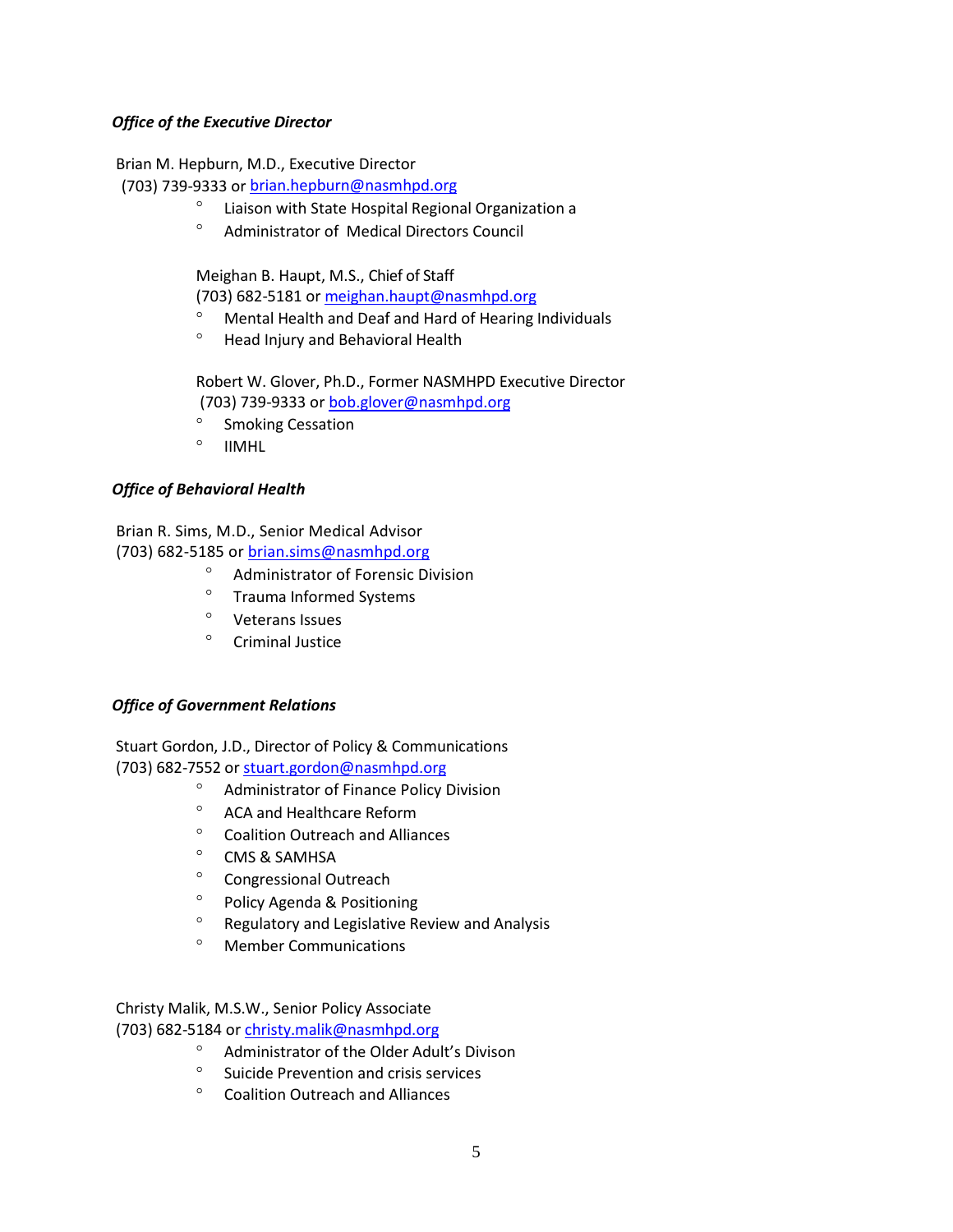### *Office of the Executive Director*

Brian M. Hepburn, M.D., Executive Director
(703) 739-9333 or brian.hepburn@nasmhpd.org

- Liaison with State Hospital Regional Organization a
- Administrator of Medical Directors Council

Meighan B. Haupt, M.S., Chief of Staff
(703) 682-5181 or meighan.haupt@nasmhpd.org

- Mental Health and Deaf and Hard of Hearing Individuals
- Head Injury and Behavioral Health

Robert W. Glover, Ph.D., Former NASMHPD Executive Director
(703) 739-9333 or bob.glover@nasmhpd.org

- Smoking Cessation
- IIMHL

### *Office of Behavioral Health*

Brian R. Sims, M.D., Senior Medical Advisor
(703) 682-5185 or brian.sims@nasmhpd.org

- Administrator of Forensic Division
- Trauma Informed Systems
- Veterans Issues
- Criminal Justice

### *Office of Government Relations*

Stuart Gordon, J.D., Director of Policy & Communications
(703) 682-7552 or stuart.gordon@nasmhpd.org

- Administrator of Finance Policy Division
- ACA and Healthcare Reform
- Coalition Outreach and Alliances
- CMS & SAMHSA
- Congressional Outreach
- Policy Agenda & Positioning
- Regulatory and Legislative Review and Analysis
- Member Communications

Christy Malik, M.S.W., Senior Policy Associate
(703) 682-5184 or christy.malik@nasmhpd.org

- Administrator of the Older Adult's Divison
- Suicide Prevention and crisis services
- Coalition Outreach and Alliances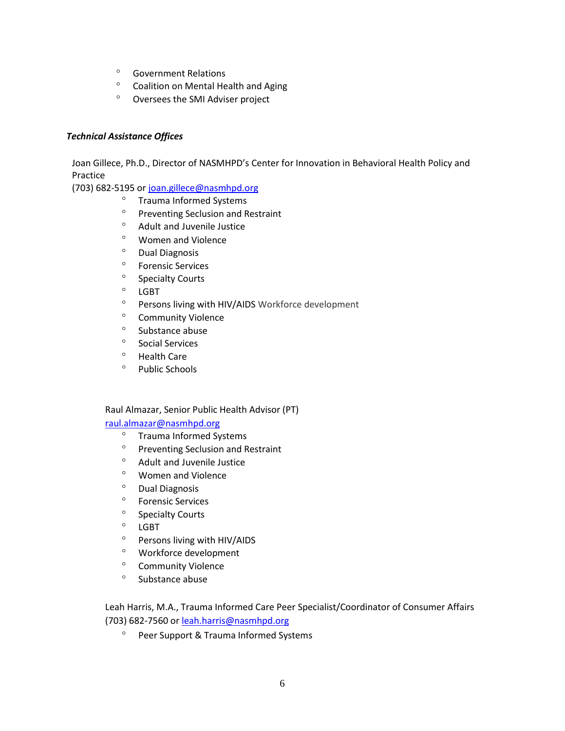- Government Relations
- Coalition on Mental Health and Aging
- Oversees the SMI Adviser project

***Technical Assistance Offices***

Joan Gillece, Ph.D., Director of NASMHPD's Center for Innovation in Behavioral Health Policy and Practice
(703) 682-5195 or joan.gillece@nasmhpd.org

- Trauma Informed Systems
- Preventing Seclusion and Restraint
- Adult and Juvenile Justice
- Women and Violence
- Dual Diagnosis
- Forensic Services
- Specialty Courts
- LGBT
- Persons living with HIV/AIDS Workforce development
- Community Violence
- Substance abuse
- Social Services
- Health Care
- Public Schools

Raul Almazar, Senior Public Health Advisor (PT)
raul.almazar@nasmhpd.org

- Trauma Informed Systems
- Preventing Seclusion and Restraint
- Adult and Juvenile Justice
- Women and Violence
- Dual Diagnosis
- Forensic Services
- Specialty Courts
- LGBT
- Persons living with HIV/AIDS
- Workforce development
- Community Violence
- Substance abuse

Leah Harris, M.A., Trauma Informed Care Peer Specialist/Coordinator of Consumer Affairs
(703) 682-7560 or leah.harris@nasmhpd.org

- Peer Support & Trauma Informed Systems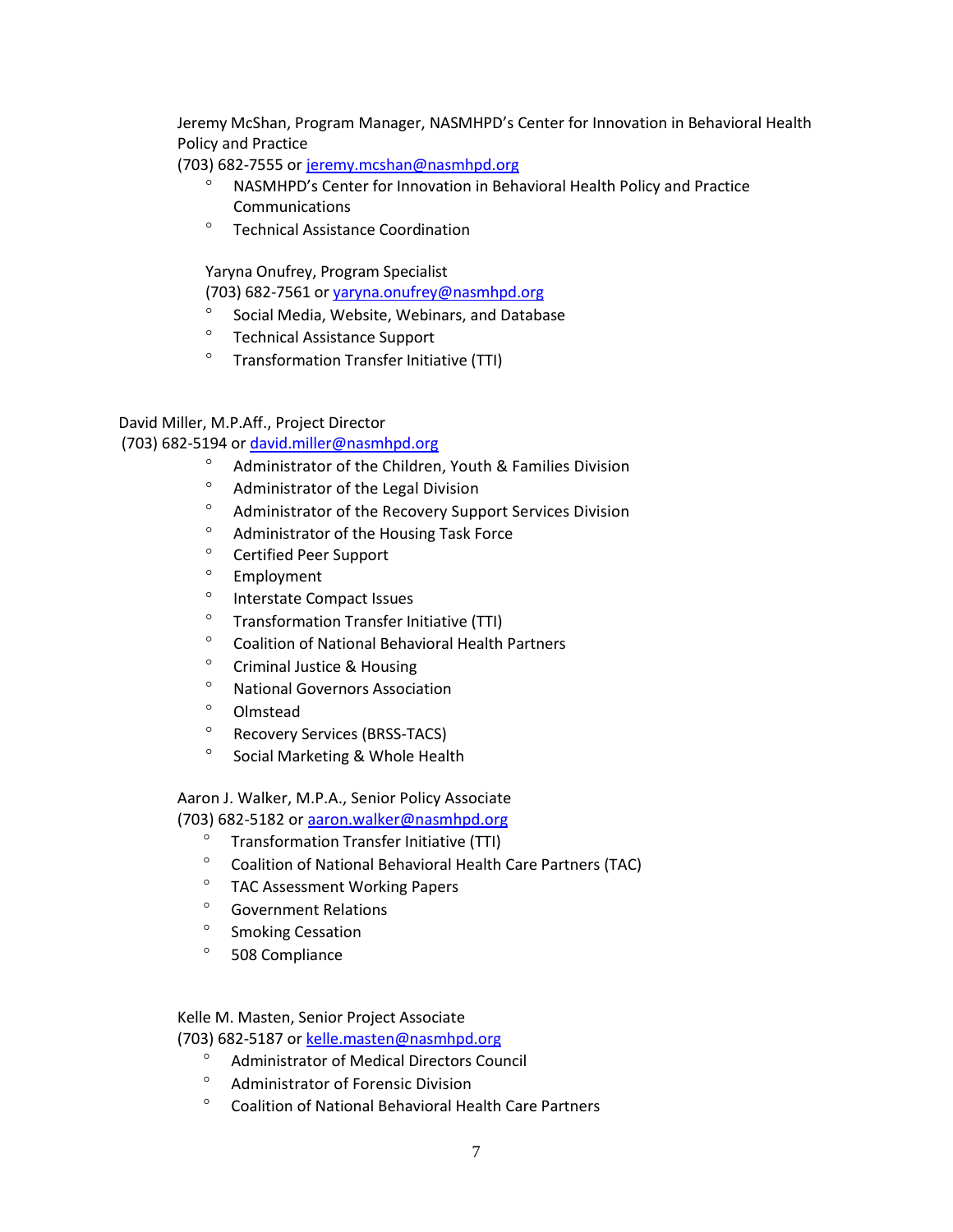Jeremy McShan, Program Manager, NASMHPD's Center for Innovation in Behavioral Health Policy and Practice
(703) 682-7555 or jeremy.mcshan@nasmhpd.org

- NASMHPD's Center for Innovation in Behavioral Health Policy and Practice Communications
- Technical Assistance Coordination

Yaryna Onufrey, Program Specialist
(703) 682-7561 or yaryna.onufrey@nasmhpd.org

- Social Media, Website, Webinars, and Database
- Technical Assistance Support
- Transformation Transfer Initiative (TTI)

David Miller, M.P.Aff., Project Director
(703) 682-5194 or david.miller@nasmhpd.org

- Administrator of the Children, Youth & Families Division
- Administrator of the Legal Division
- Administrator of the Recovery Support Services Division
- Administrator of the Housing Task Force
- Certified Peer Support
- Employment
- Interstate Compact Issues
- Transformation Transfer Initiative (TTI)
- Coalition of National Behavioral Health Partners
- Criminal Justice & Housing
- National Governors Association
- Olmstead
- Recovery Services (BRSS-TACS)
- Social Marketing & Whole Health

Aaron J. Walker, M.P.A., Senior Policy Associate
(703) 682-5182 or aaron.walker@nasmhpd.org

- Transformation Transfer Initiative (TTI)
- Coalition of National Behavioral Health Care Partners (TAC)
- TAC Assessment Working Papers
- Government Relations
- Smoking Cessation
- 508 Compliance

Kelle M. Masten, Senior Project Associate
(703) 682-5187 or kelle.masten@nasmhpd.org

- Administrator of Medical Directors Council
- Administrator of Forensic Division
- Coalition of National Behavioral Health Care Partners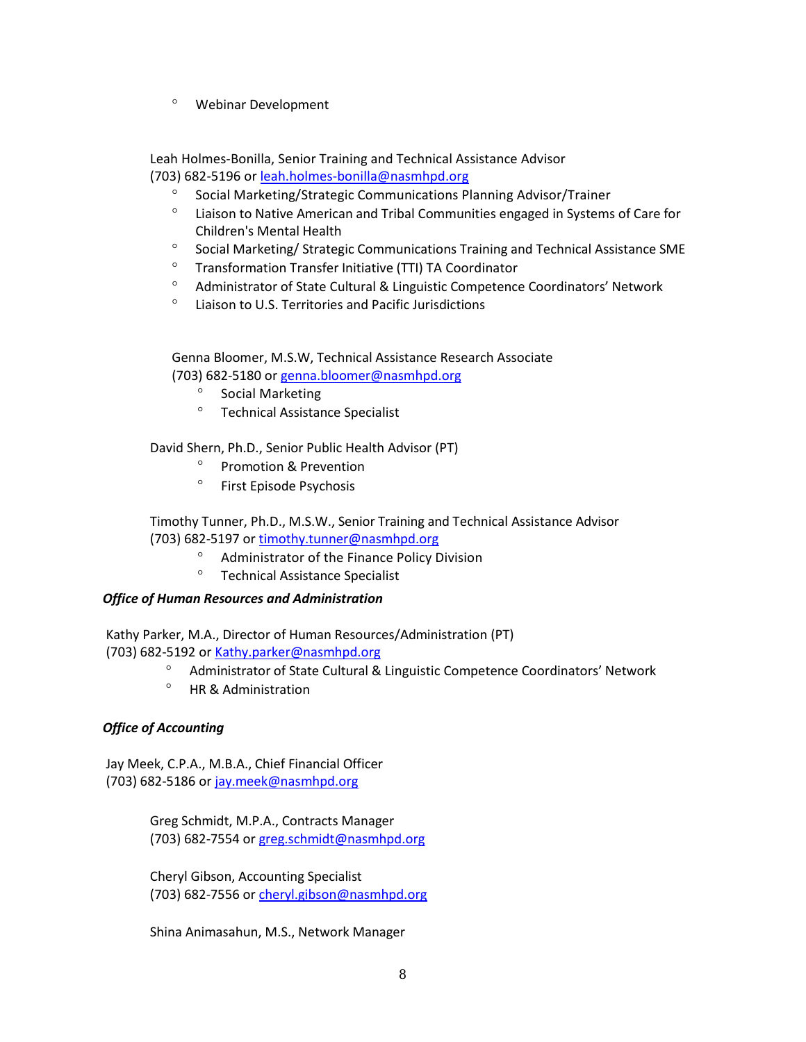- Webinar Development

Leah Holmes-Bonilla, Senior Training and Technical Assistance Advisor
(703) 682-5196 or leah.holmes-bonilla@nasmhpd.org

- Social Marketing/Strategic Communications Planning Advisor/Trainer
- Liaison to Native American and Tribal Communities engaged in Systems of Care for Children's Mental Health
- Social Marketing/ Strategic Communications Training and Technical Assistance SME
- Transformation Transfer Initiative (TTI) TA Coordinator
- Administrator of State Cultural & Linguistic Competence Coordinators' Network
- Liaison to U.S. Territories and Pacific Jurisdictions

Genna Bloomer, M.S.W, Technical Assistance Research Associate
(703) 682-5180 or genna.bloomer@nasmhpd.org

- Social Marketing
- Technical Assistance Specialist

David Shern, Ph.D., Senior Public Health Advisor (PT)

- Promotion & Prevention
- First Episode Psychosis

Timothy Tunner, Ph.D., M.S.W., Senior Training and Technical Assistance Advisor
(703) 682-5197 or timothy.tunner@nasmhpd.org

- Administrator of the Finance Policy Division
- Technical Assistance Specialist

***Office of Human Resources and Administration***

Kathy Parker, M.A., Director of Human Resources/Administration (PT)
(703) 682-5192 or Kathy.parker@nasmhpd.org

- Administrator of State Cultural & Linguistic Competence Coordinators' Network
- HR & Administration

***Office of Accounting***

Jay Meek, C.P.A., M.B.A., Chief Financial Officer
(703) 682-5186 or jay.meek@nasmhpd.org

Greg Schmidt, M.P.A., Contracts Manager
(703) 682-7554 or greg.schmidt@nasmhpd.org

Cheryl Gibson, Accounting Specialist
(703) 682-7556 or cheryl.gibson@nasmhpd.org

Shina Animasahun, M.S., Network Manager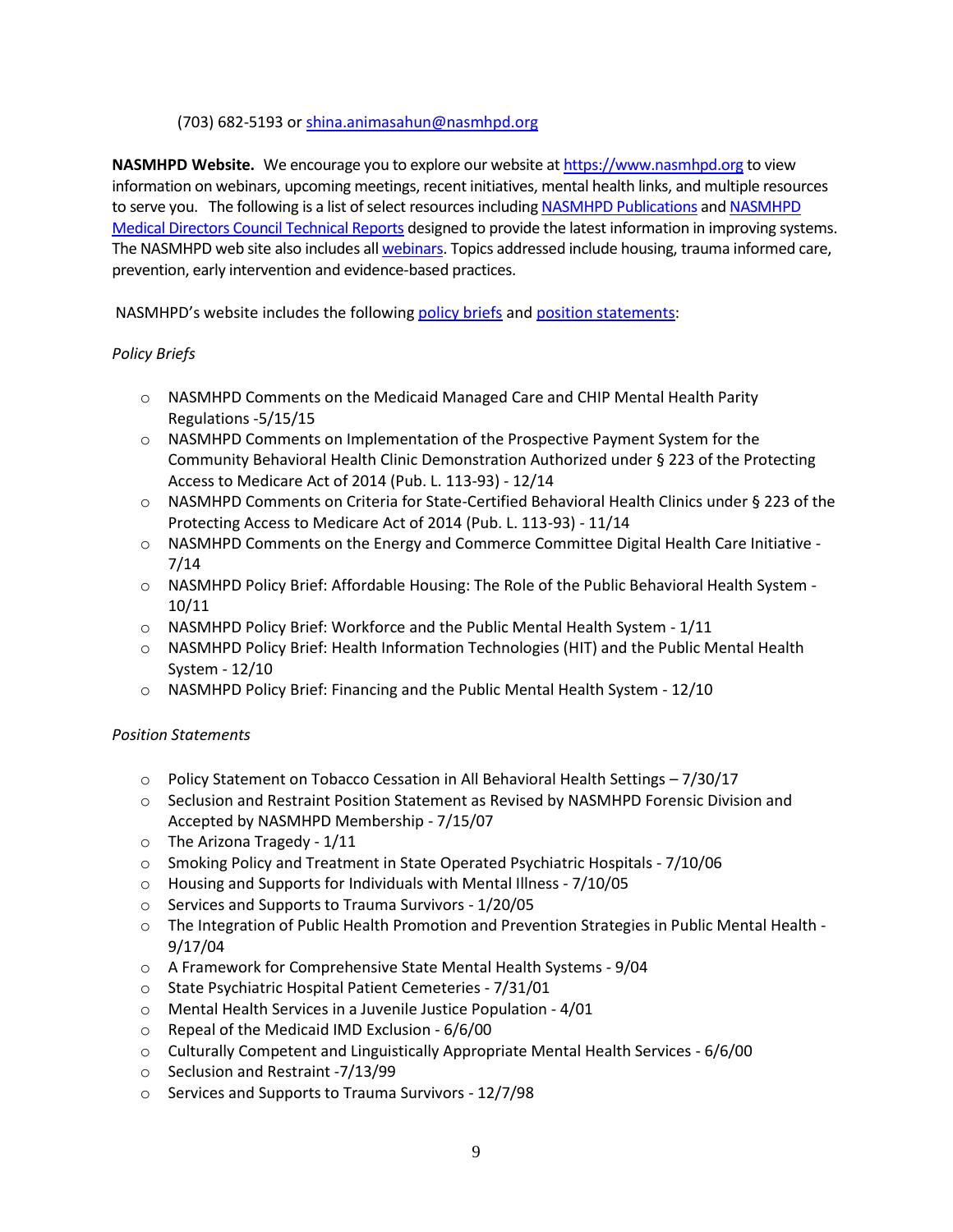(703) 682-5193 or shina.animasahun@nasmhpd.org

**NASMHPD Website.** We encourage you to explore our website at https://www.nasmhpd.org to view information on webinars, upcoming meetings, recent initiatives, mental health links, and multiple resources to serve you. The following is a list of select resources including NASMHPD Publications and NASMHPD Medical Directors Council Technical Reports designed to provide the latest information in improving systems. The NASMHPD web site also includes all webinars. Topics addressed include housing, trauma informed care, prevention, early intervention and evidence-based practices.

NASMHPD's website includes the following policy briefs and position statements:

*Policy Briefs*

- NASMHPD Comments on the Medicaid Managed Care and CHIP Mental Health Parity Regulations -5/15/15
- NASMHPD Comments on Implementation of the Prospective Payment System for the Community Behavioral Health Clinic Demonstration Authorized under § 223 of the Protecting Access to Medicare Act of 2014 (Pub. L. 113-93) - 12/14
- NASMHPD Comments on Criteria for State-Certified Behavioral Health Clinics under § 223 of the Protecting Access to Medicare Act of 2014 (Pub. L. 113-93) - 11/14
- NASMHPD Comments on the Energy and Commerce Committee Digital Health Care Initiative - 7/14
- NASMHPD Policy Brief: Affordable Housing: The Role of the Public Behavioral Health System - 10/11
- NASMHPD Policy Brief: Workforce and the Public Mental Health System - 1/11
- NASMHPD Policy Brief: Health Information Technologies (HIT) and the Public Mental Health System - 12/10
- NASMHPD Policy Brief: Financing and the Public Mental Health System - 12/10

*Position Statements*

- Policy Statement on Tobacco Cessation in All Behavioral Health Settings – 7/30/17
- Seclusion and Restraint Position Statement as Revised by NASMHPD Forensic Division and Accepted by NASMHPD Membership - 7/15/07
- The Arizona Tragedy - 1/11
- Smoking Policy and Treatment in State Operated Psychiatric Hospitals - 7/10/06
- Housing and Supports for Individuals with Mental Illness - 7/10/05
- Services and Supports to Trauma Survivors - 1/20/05
- The Integration of Public Health Promotion and Prevention Strategies in Public Mental Health - 9/17/04
- A Framework for Comprehensive State Mental Health Systems - 9/04
- State Psychiatric Hospital Patient Cemeteries - 7/31/01
- Mental Health Services in a Juvenile Justice Population - 4/01
- Repeal of the Medicaid IMD Exclusion - 6/6/00
- Culturally Competent and Linguistically Appropriate Mental Health Services - 6/6/00
- Seclusion and Restraint -7/13/99
- Services and Supports to Trauma Survivors - 12/7/98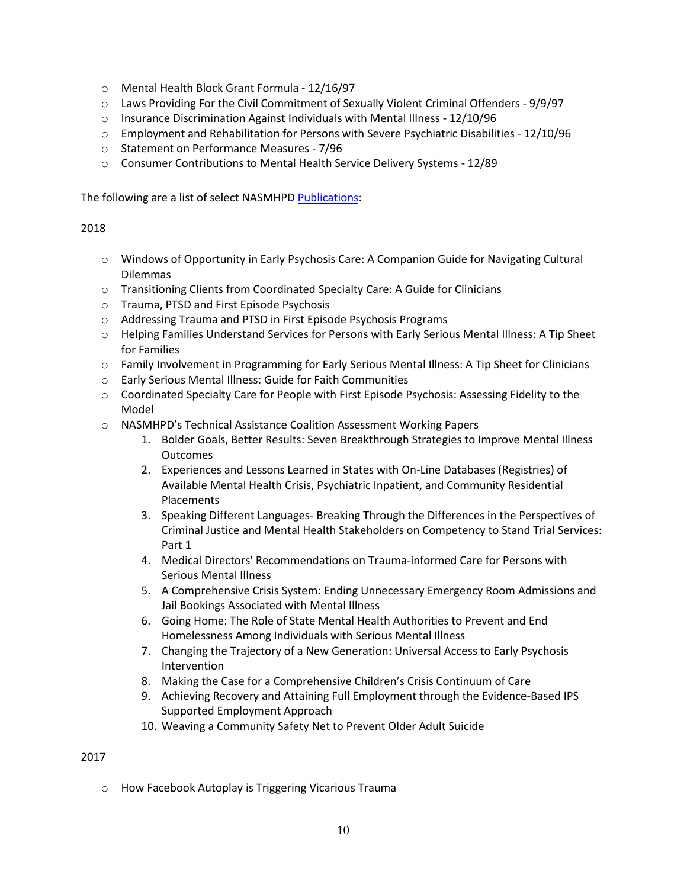- Mental Health Block Grant Formula - 12/16/97
- Laws Providing For the Civil Commitment of Sexually Violent Criminal Offenders - 9/9/97
- Insurance Discrimination Against Individuals with Mental Illness - 12/10/96
- Employment and Rehabilitation for Persons with Severe Psychiatric Disabilities - 12/10/96
- Statement on Performance Measures - 7/96
- Consumer Contributions to Mental Health Service Delivery Systems - 12/89

The following are a list of select NASMHPD Publications:

2018

- Windows of Opportunity in Early Psychosis Care: A Companion Guide for Navigating Cultural Dilemmas
- Transitioning Clients from Coordinated Specialty Care: A Guide for Clinicians
- Trauma, PTSD and First Episode Psychosis
- Addressing Trauma and PTSD in First Episode Psychosis Programs
- Helping Families Understand Services for Persons with Early Serious Mental Illness: A Tip Sheet for Families
- Family Involvement in Programming for Early Serious Mental Illness: A Tip Sheet for Clinicians
- Early Serious Mental Illness: Guide for Faith Communities
- Coordinated Specialty Care for People with First Episode Psychosis: Assessing Fidelity to the Model
- NASMHPD's Technical Assistance Coalition Assessment Working Papers
    1. Bolder Goals, Better Results: Seven Breakthrough Strategies to Improve Mental Illness Outcomes
    2. Experiences and Lessons Learned in States with On-Line Databases (Registries) of Available Mental Health Crisis, Psychiatric Inpatient, and Community Residential Placements
    3. Speaking Different Languages- Breaking Through the Differences in the Perspectives of Criminal Justice and Mental Health Stakeholders on Competency to Stand Trial Services: Part 1
    4. Medical Directors' Recommendations on Trauma-informed Care for Persons with Serious Mental Illness
    5. A Comprehensive Crisis System: Ending Unnecessary Emergency Room Admissions and Jail Bookings Associated with Mental Illness
    6. Going Home: The Role of State Mental Health Authorities to Prevent and End Homelessness Among Individuals with Serious Mental Illness
    7. Changing the Trajectory of a New Generation: Universal Access to Early Psychosis Intervention
    8. Making the Case for a Comprehensive Children's Crisis Continuum of Care
    9. Achieving Recovery and Attaining Full Employment through the Evidence-Based IPS Supported Employment Approach
    10. Weaving a Community Safety Net to Prevent Older Adult Suicide

2017

- How Facebook Autoplay is Triggering Vicarious Trauma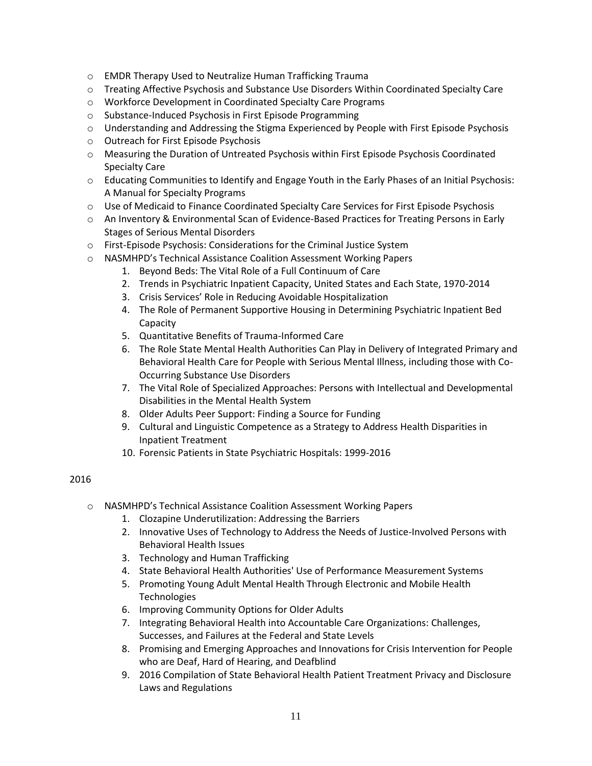- EMDR Therapy Used to Neutralize Human Trafficking Trauma
- Treating Affective Psychosis and Substance Use Disorders Within Coordinated Specialty Care
- Workforce Development in Coordinated Specialty Care Programs
- Substance-Induced Psychosis in First Episode Programming
- Understanding and Addressing the Stigma Experienced by People with First Episode Psychosis
- Outreach for First Episode Psychosis
- Measuring the Duration of Untreated Psychosis within First Episode Psychosis Coordinated Specialty Care
- Educating Communities to Identify and Engage Youth in the Early Phases of an Initial Psychosis: A Manual for Specialty Programs
- Use of Medicaid to Finance Coordinated Specialty Care Services for First Episode Psychosis
- An Inventory & Environmental Scan of Evidence-Based Practices for Treating Persons in Early Stages of Serious Mental Disorders
- First-Episode Psychosis: Considerations for the Criminal Justice System
- NASMHPD's Technical Assistance Coalition Assessment Working Papers
    1. Beyond Beds: The Vital Role of a Full Continuum of Care
    2. Trends in Psychiatric Inpatient Capacity, United States and Each State, 1970-2014
    3. Crisis Services' Role in Reducing Avoidable Hospitalization
    4. The Role of Permanent Supportive Housing in Determining Psychiatric Inpatient Bed Capacity
    5. Quantitative Benefits of Trauma-Informed Care
    6. The Role State Mental Health Authorities Can Play in Delivery of Integrated Primary and Behavioral Health Care for People with Serious Mental Illness, including those with Co-Occurring Substance Use Disorders
    7. The Vital Role of Specialized Approaches: Persons with Intellectual and Developmental Disabilities in the Mental Health System
    8. Older Adults Peer Support: Finding a Source for Funding
    9. Cultural and Linguistic Competence as a Strategy to Address Health Disparities in Inpatient Treatment
    10. Forensic Patients in State Psychiatric Hospitals: 1999-2016

2016

- NASMHPD's Technical Assistance Coalition Assessment Working Papers
    1. Clozapine Underutilization: Addressing the Barriers
    2. Innovative Uses of Technology to Address the Needs of Justice-Involved Persons with Behavioral Health Issues
    3. Technology and Human Trafficking
    4. State Behavioral Health Authorities' Use of Performance Measurement Systems
    5. Promoting Young Adult Mental Health Through Electronic and Mobile Health Technologies
    6. Improving Community Options for Older Adults
    7. Integrating Behavioral Health into Accountable Care Organizations: Challenges, Successes, and Failures at the Federal and State Levels
    8. Promising and Emerging Approaches and Innovations for Crisis Intervention for People who are Deaf, Hard of Hearing, and Deafblind
    9. 2016 Compilation of State Behavioral Health Patient Treatment Privacy and Disclosure Laws and Regulations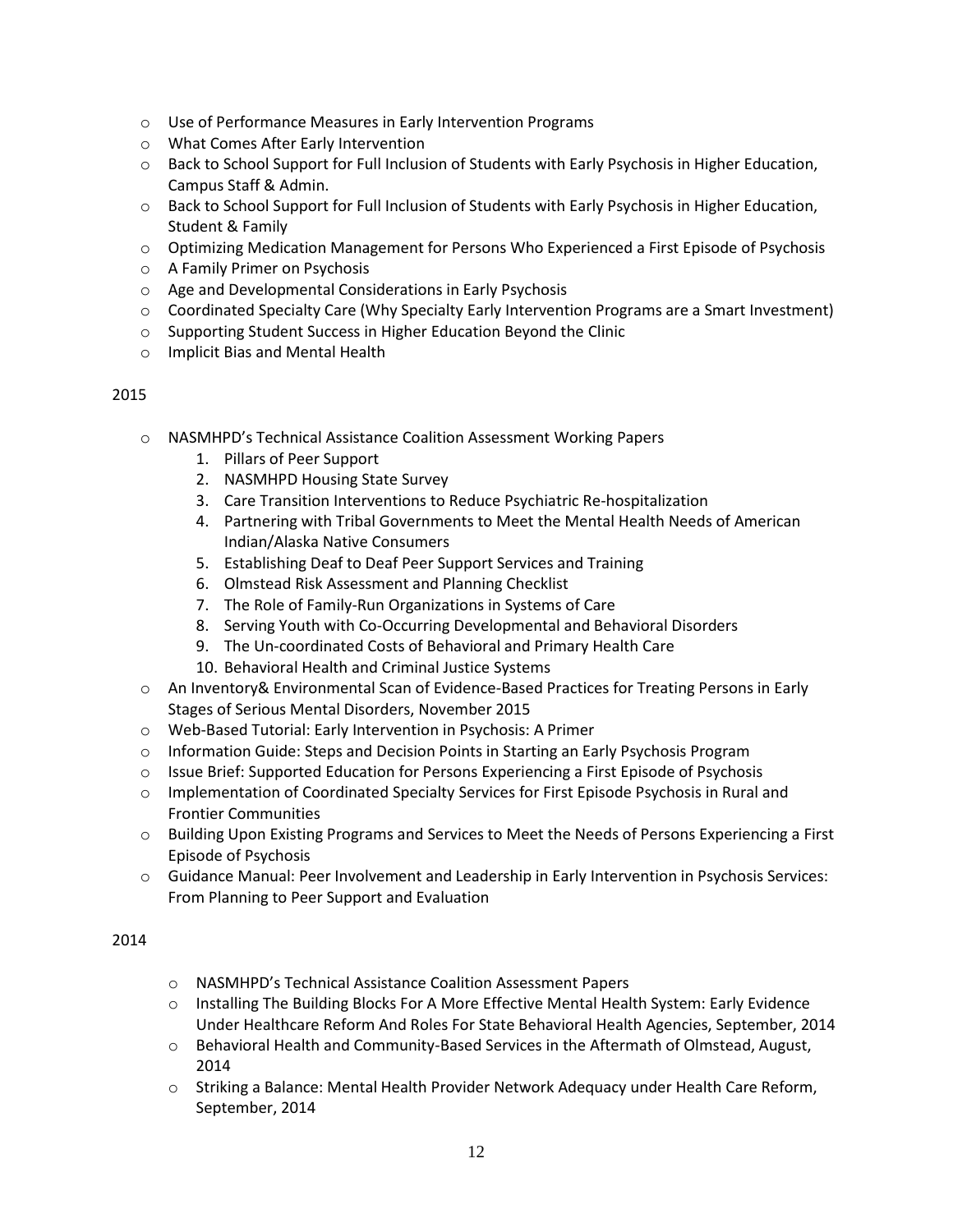- Use of Performance Measures in Early Intervention Programs
- What Comes After Early Intervention
- Back to School Support for Full Inclusion of Students with Early Psychosis in Higher Education, Campus Staff & Admin.
- Back to School Support for Full Inclusion of Students with Early Psychosis in Higher Education, Student & Family
- Optimizing Medication Management for Persons Who Experienced a First Episode of Psychosis
- A Family Primer on Psychosis
- Age and Developmental Considerations in Early Psychosis
- Coordinated Specialty Care (Why Specialty Early Intervention Programs are a Smart Investment)
- Supporting Student Success in Higher Education Beyond the Clinic
- Implicit Bias and Mental Health

2015

- NASMHPD's Technical Assistance Coalition Assessment Working Papers
  1. Pillars of Peer Support
  2. NASMHPD Housing State Survey
  3. Care Transition Interventions to Reduce Psychiatric Re-hospitalization
  4. Partnering with Tribal Governments to Meet the Mental Health Needs of American Indian/Alaska Native Consumers
  5. Establishing Deaf to Deaf Peer Support Services and Training
  6. Olmstead Risk Assessment and Planning Checklist
  7. The Role of Family-Run Organizations in Systems of Care
  8. Serving Youth with Co-Occurring Developmental and Behavioral Disorders
  9. The Un-coordinated Costs of Behavioral and Primary Health Care
  10. Behavioral Health and Criminal Justice Systems
- An Inventory& Environmental Scan of Evidence-Based Practices for Treating Persons in Early Stages of Serious Mental Disorders, November 2015
- Web-Based Tutorial: Early Intervention in Psychosis: A Primer
- Information Guide: Steps and Decision Points in Starting an Early Psychosis Program
- Issue Brief: Supported Education for Persons Experiencing a First Episode of Psychosis
- Implementation of Coordinated Specialty Services for First Episode Psychosis in Rural and Frontier Communities
- Building Upon Existing Programs and Services to Meet the Needs of Persons Experiencing a First Episode of Psychosis
- Guidance Manual: Peer Involvement and Leadership in Early Intervention in Psychosis Services: From Planning to Peer Support and Evaluation

2014

- NASMHPD's Technical Assistance Coalition Assessment Papers
- Installing The Building Blocks For A More Effective Mental Health System: Early Evidence Under Healthcare Reform And Roles For State Behavioral Health Agencies, September, 2014
- Behavioral Health and Community-Based Services in the Aftermath of Olmstead, August, 2014
- Striking a Balance: Mental Health Provider Network Adequacy under Health Care Reform, September, 2014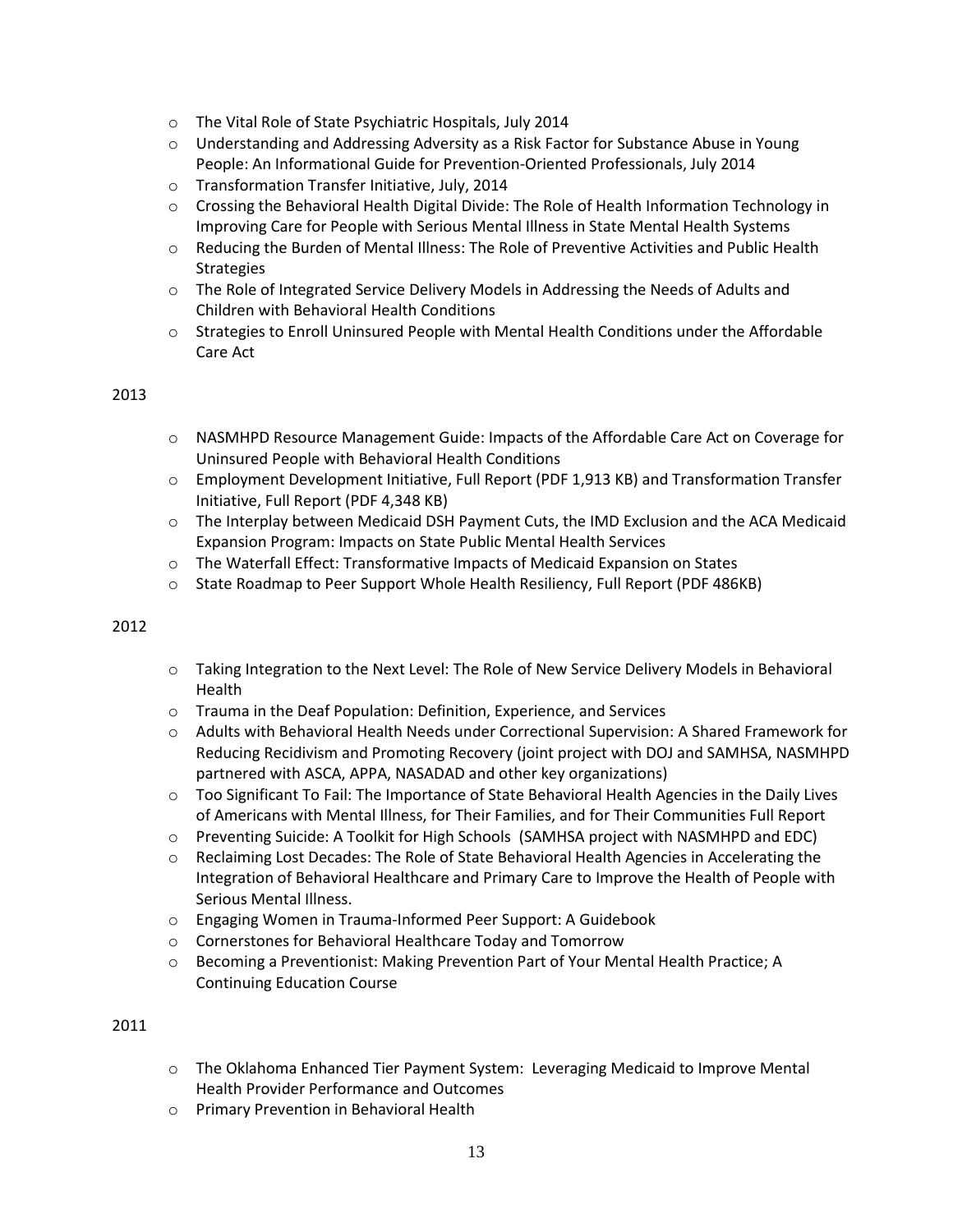- The Vital Role of State Psychiatric Hospitals, July 2014
- Understanding and Addressing Adversity as a Risk Factor for Substance Abuse in Young People: An Informational Guide for Prevention-Oriented Professionals, July 2014
- Transformation Transfer Initiative, July, 2014
- Crossing the Behavioral Health Digital Divide: The Role of Health Information Technology in Improving Care for People with Serious Mental Illness in State Mental Health Systems
- Reducing the Burden of Mental Illness: The Role of Preventive Activities and Public Health Strategies
- The Role of Integrated Service Delivery Models in Addressing the Needs of Adults and Children with Behavioral Health Conditions
- Strategies to Enroll Uninsured People with Mental Health Conditions under the Affordable Care Act

2013

- NASMHPD Resource Management Guide: Impacts of the Affordable Care Act on Coverage for Uninsured People with Behavioral Health Conditions
- Employment Development Initiative, Full Report (PDF 1,913 KB) and Transformation Transfer Initiative, Full Report (PDF 4,348 KB)
- The Interplay between Medicaid DSH Payment Cuts, the IMD Exclusion and the ACA Medicaid Expansion Program: Impacts on State Public Mental Health Services
- The Waterfall Effect: Transformative Impacts of Medicaid Expansion on States
- State Roadmap to Peer Support Whole Health Resiliency, Full Report (PDF 486KB)

2012

- Taking Integration to the Next Level: The Role of New Service Delivery Models in Behavioral Health
- Trauma in the Deaf Population: Definition, Experience, and Services
- Adults with Behavioral Health Needs under Correctional Supervision: A Shared Framework for Reducing Recidivism and Promoting Recovery (joint project with DOJ and SAMHSA, NASMHPD partnered with ASCA, APPA, NASADAD and other key organizations)
- Too Significant To Fail: The Importance of State Behavioral Health Agencies in the Daily Lives of Americans with Mental Illness, for Their Families, and for Their Communities Full Report
- Preventing Suicide: A Toolkit for High Schools (SAMHSA project with NASMHPD and EDC)
- Reclaiming Lost Decades: The Role of State Behavioral Health Agencies in Accelerating the Integration of Behavioral Healthcare and Primary Care to Improve the Health of People with Serious Mental Illness.
- Engaging Women in Trauma-Informed Peer Support: A Guidebook
- Cornerstones for Behavioral Healthcare Today and Tomorrow
- Becoming a Preventionist: Making Prevention Part of Your Mental Health Practice; A Continuing Education Course

2011

- The Oklahoma Enhanced Tier Payment System: Leveraging Medicaid to Improve Mental Health Provider Performance and Outcomes
- Primary Prevention in Behavioral Health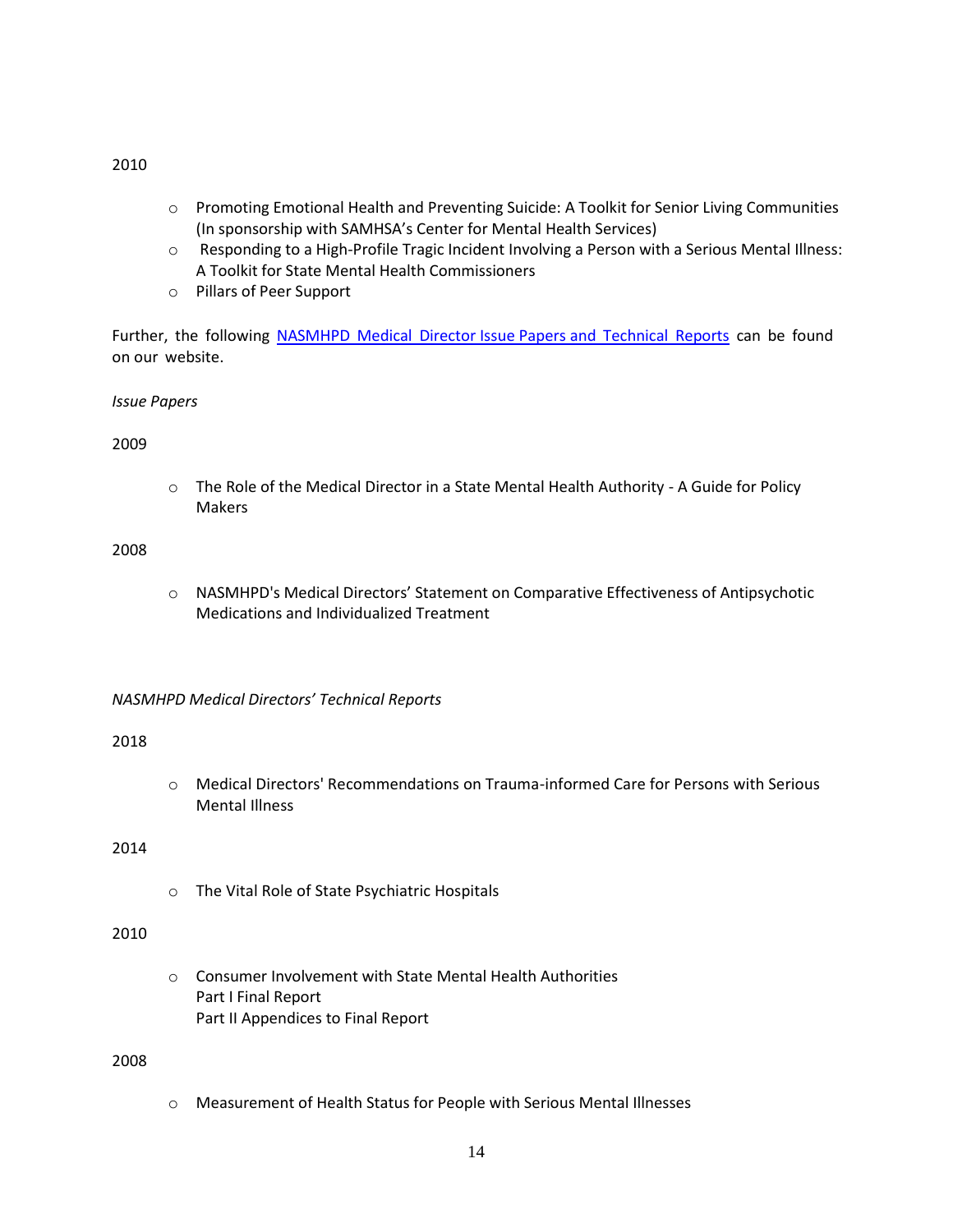2010

- Promoting Emotional Health and Preventing Suicide: A Toolkit for Senior Living Communities (In sponsorship with SAMHSA's Center for Mental Health Services)
- Responding to a High-Profile Tragic Incident Involving a Person with a Serious Mental Illness: A Toolkit for State Mental Health Commissioners
- Pillars of Peer Support

Further, the following NASMHPD Medical Director Issue Papers and Technical Reports can be found on our website.

*Issue Papers*

2009

- The Role of the Medical Director in a State Mental Health Authority - A Guide for Policy Makers

2008

- NASMHPD's Medical Directors' Statement on Comparative Effectiveness of Antipsychotic Medications and Individualized Treatment

*NASMHPD Medical Directors' Technical Reports*

2018

- Medical Directors' Recommendations on Trauma-informed Care for Persons with Serious Mental Illness

2014

- The Vital Role of State Psychiatric Hospitals

2010

- Consumer Involvement with State Mental Health Authorities
  Part I Final Report
  Part II Appendices to Final Report

2008

- Measurement of Health Status for People with Serious Mental Illnesses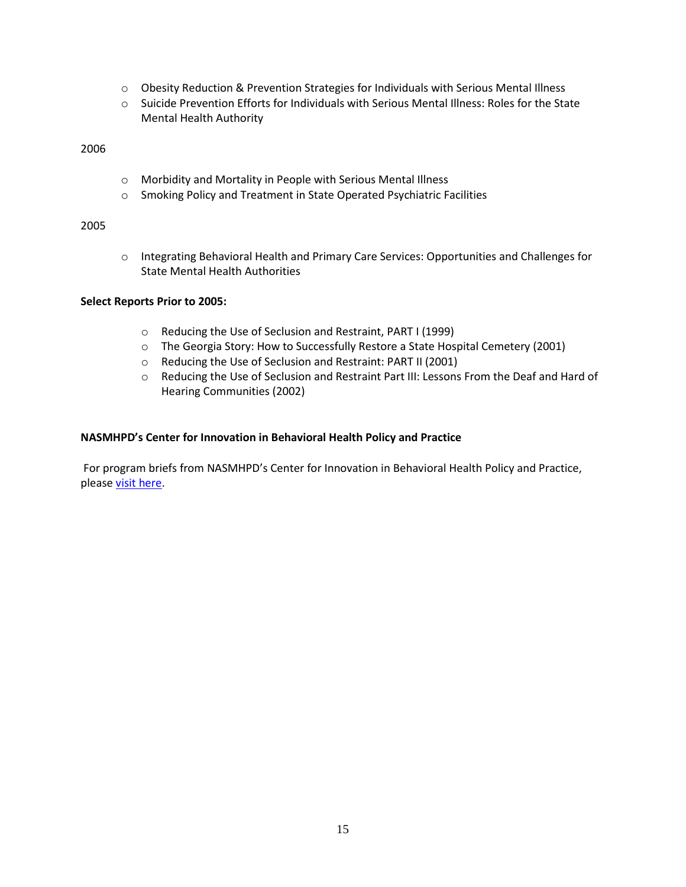- Obesity Reduction & Prevention Strategies for Individuals with Serious Mental Illness
- Suicide Prevention Efforts for Individuals with Serious Mental Illness: Roles for the State Mental Health Authority

2006

- Morbidity and Mortality in People with Serious Mental Illness
- Smoking Policy and Treatment in State Operated Psychiatric Facilities

2005

- Integrating Behavioral Health and Primary Care Services: Opportunities and Challenges for State Mental Health Authorities

**Select Reports Prior to 2005:**

- Reducing the Use of Seclusion and Restraint, PART I (1999)
- The Georgia Story: How to Successfully Restore a State Hospital Cemetery (2001)
- Reducing the Use of Seclusion and Restraint: PART II (2001)
- Reducing the Use of Seclusion and Restraint Part III: Lessons From the Deaf and Hard of Hearing Communities (2002)

**NASMHPD's Center for Innovation in Behavioral Health Policy and Practice**

For program briefs from NASMHPD's Center for Innovation in Behavioral Health Policy and Practice, please visit here.